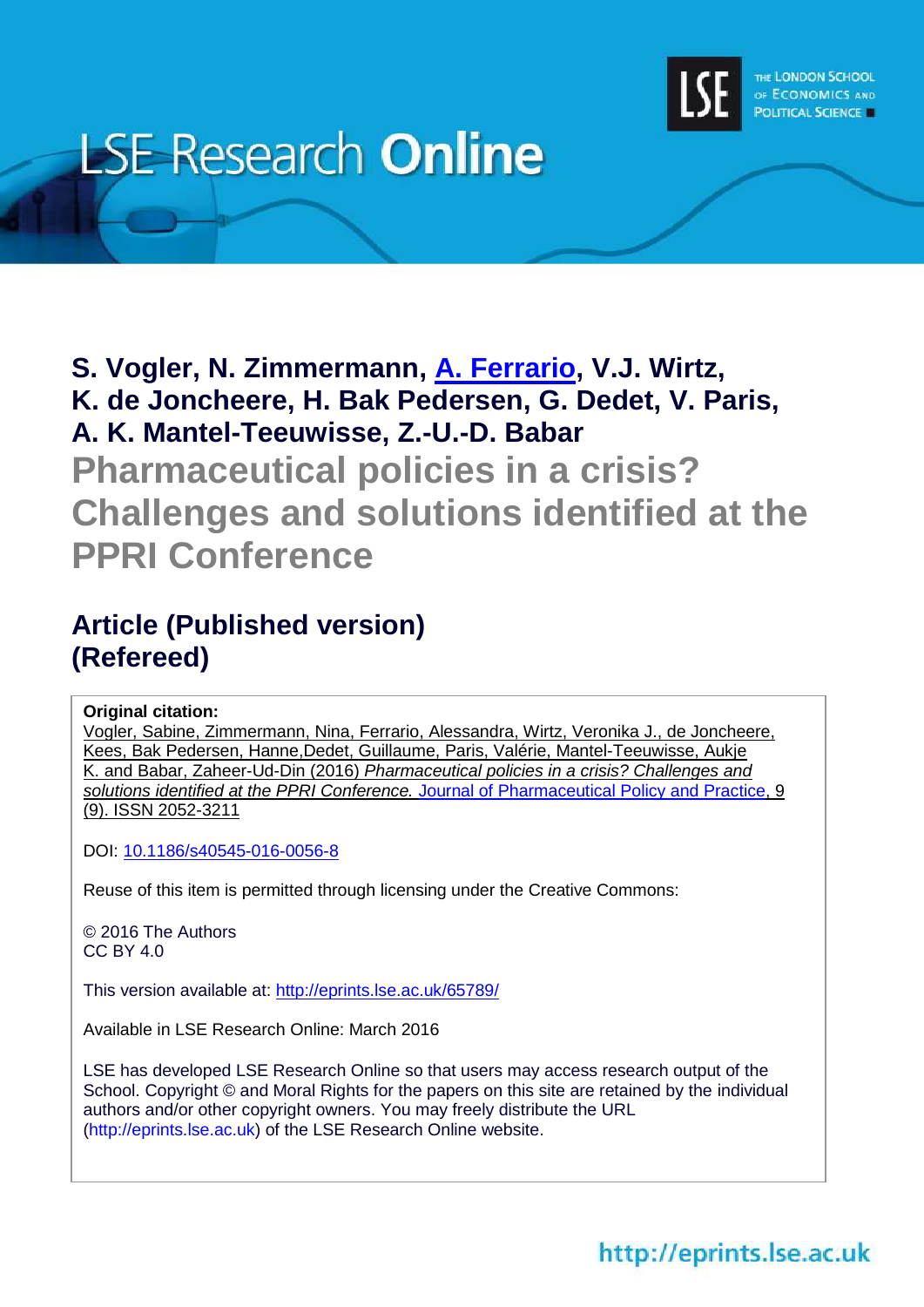LSE Research Online

**S. Vogler, N. Zimmermann, A. Ferrario, V.J. Wirtz, K. de Joncheere, H. Bak Pedersen, G. Dedet, V. Paris, A. K. Mantel-Teeuwisse, Z.-U.-D. Babar**

# Pharmaceutical policies in a crisis? Challenges and solutions identified at the PPRI Conference

## Article (Published version) (Refereed)

**Original citation:**
Vogler, Sabine, Zimmermann, Nina, Ferrario, Alessandra, Wirtz, Veronika J., de Joncheere, Kees, Bak Pedersen, Hanne,Dedet, Guillaume, Paris, Valérie, Mantel-Teeuwisse, Aukje K. and Babar, Zaheer-Ud-Din (2016) *Pharmaceutical policies in a crisis? Challenges and solutions identified at the PPRI Conference.* Journal of Pharmaceutical Policy and Practice, 9 (9). ISSN 2052-3211

DOI: 10.1186/s40545-016-0056-8

Reuse of this item is permitted through licensing under the Creative Commons:

© 2016 The Authors
CC BY 4.0

This version available at: http://eprints.lse.ac.uk/65789/

Available in LSE Research Online: March 2016

LSE has developed LSE Research Online so that users may access research output of the School. Copyright © and Moral Rights for the papers on this site are retained by the individual authors and/or other copyright owners. You may freely distribute the URL (http://eprints.lse.ac.uk) of the LSE Research Online website.

http://eprints.lse.ac.uk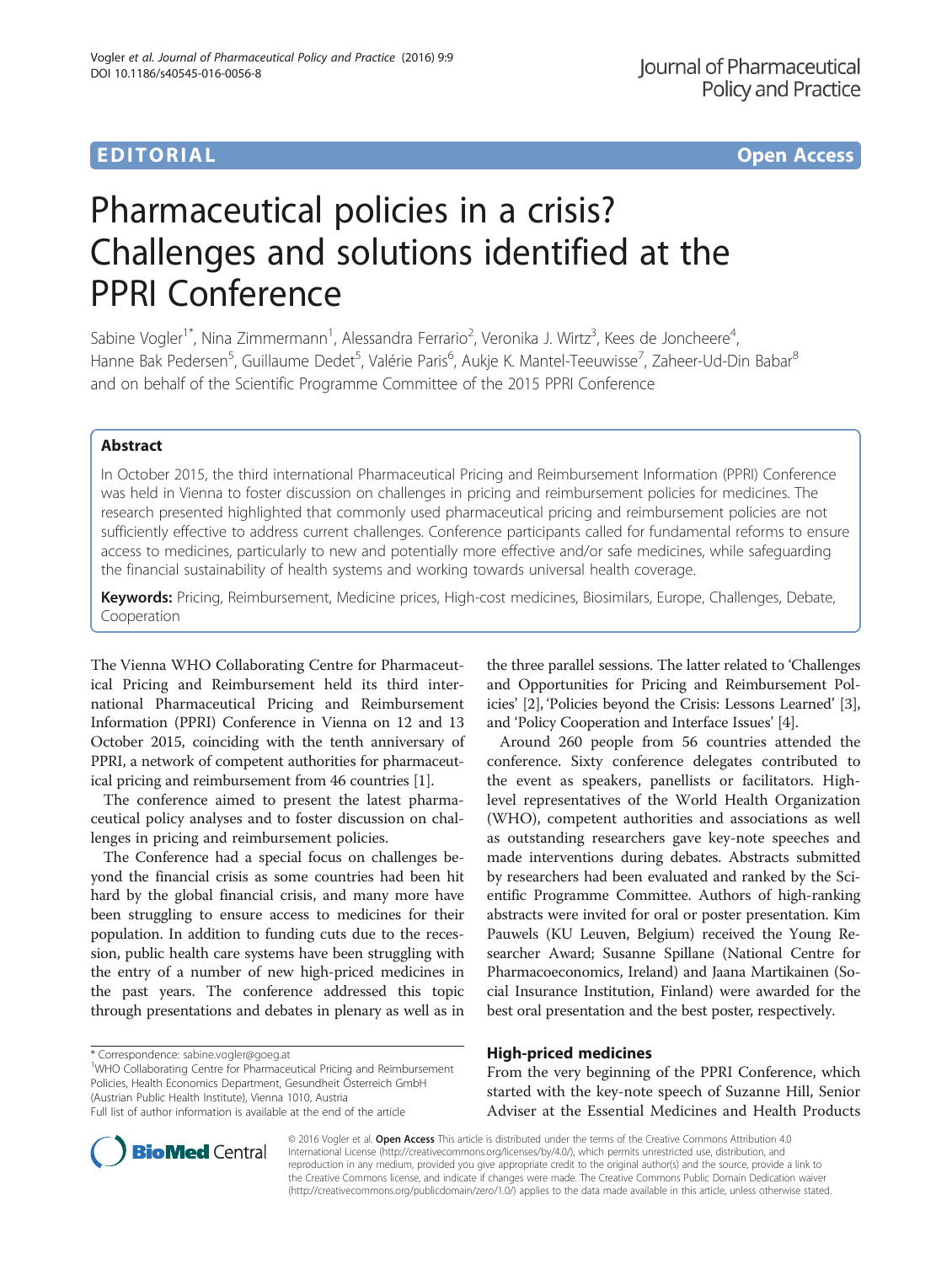# Pharmaceutical policies in a crisis? Challenges and solutions identified at the PPRI Conference

Sabine Vogler[1*], Nina Zimmermann[1], Alessandra Ferrario[2], Veronika J. Wirtz[3], Kees de Joncheere[4], Hanne Bak Pedersen[5], Guillaume Dedet[5], Valérie Paris[6], Aukje K. Mantel-Teeuwisse[7], Zaheer-Ud-Din Babar[8] and on behalf of the Scientific Programme Committee of the 2015 PPRI Conference

## Abstract

In October 2015, the third international Pharmaceutical Pricing and Reimbursement Information (PPRI) Conference was held in Vienna to foster discussion on challenges in pricing and reimbursement policies for medicines. The research presented highlighted that commonly used pharmaceutical pricing and reimbursement policies are not sufficiently effective to address current challenges. Conference participants called for fundamental reforms to ensure access to medicines, particularly to new and potentially more effective and/or safe medicines, while safeguarding the financial sustainability of health systems and working towards universal health coverage.

**Keywords:** Pricing, Reimbursement, Medicine prices, High-cost medicines, Biosimilars, Europe, Challenges, Debate, Cooperation

The Vienna WHO Collaborating Centre for Pharmaceutical Pricing and Reimbursement held its third international Pharmaceutical Pricing and Reimbursement Information (PPRI) Conference in Vienna on 12 and 13 October 2015, coinciding with the tenth anniversary of PPRI, a network of competent authorities for pharmaceutical pricing and reimbursement from 46 countries [1].

The conference aimed to present the latest pharmaceutical policy analyses and to foster discussion on challenges in pricing and reimbursement policies.

The Conference had a special focus on challenges beyond the financial crisis as some countries had been hit hard by the global financial crisis, and many more have been struggling to ensure access to medicines for their population. In addition to funding cuts due to the recession, public health care systems have been struggling with the entry of a number of new high-priced medicines in the past years. The conference addressed this topic through presentations and debates in plenary as well as in the three parallel sessions. The latter related to 'Challenges and Opportunities for Pricing and Reimbursement Policies' [2], 'Policies beyond the Crisis: Lessons Learned' [3], and 'Policy Cooperation and Interface Issues' [4].

Around 260 people from 56 countries attended the conference. Sixty conference delegates contributed to the event as speakers, panellists or facilitators. High-level representatives of the World Health Organization (WHO), competent authorities and associations as well as outstanding researchers gave key-note speeches and made interventions during debates. Abstracts submitted by researchers had been evaluated and ranked by the Scientific Programme Committee. Authors of high-ranking abstracts were invited for oral or poster presentation. Kim Pauwels (KU Leuven, Belgium) received the Young Researcher Award; Susanne Spillane (National Centre for Pharmacoeconomics, Ireland) and Jaana Martikainen (Social Insurance Institution, Finland) were awarded for the best oral presentation and the best poster, respectively.

## High-priced medicines

From the very beginning of the PPRI Conference, which started with the key-note speech of Suzanne Hill, Senior Adviser at the Essential Medicines and Health Products

\* Correspondence: sabine.vogler@goeg.at
[1]WHO Collaborating Centre for Pharmaceutical Pricing and Reimbursement Policies, Health Economics Department, Gesundheit Österreich GmbH (Austrian Public Health Institute), Vienna 1010, Austria
Full list of author information is available at the end of the article

© 2016 Vogler et al. **Open Access** This article is distributed under the terms of the Creative Commons Attribution 4.0 International License (http://creativecommons.org/licenses/by/4.0/), which permits unrestricted use, distribution, and reproduction in any medium, provided you give appropriate credit to the original author(s) and the source, provide a link to the Creative Commons license, and indicate if changes were made. The Creative Commons Public Domain Dedication waiver (http://creativecommons.org/publicdomain/zero/1.0/) applies to the data made available in this article, unless otherwise stated.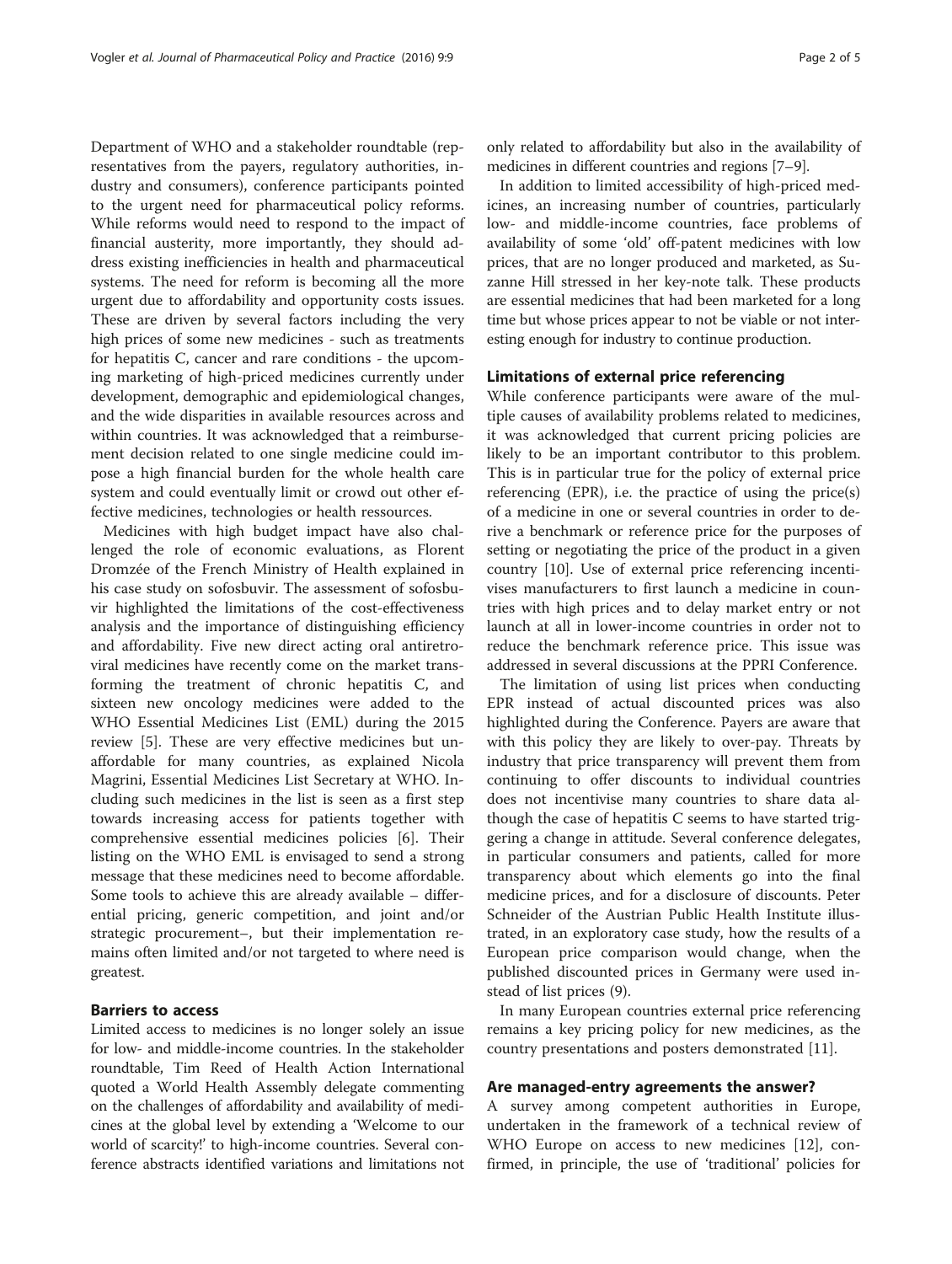Department of WHO and a stakeholder roundtable (representatives from the payers, regulatory authorities, industry and consumers), conference participants pointed to the urgent need for pharmaceutical policy reforms. While reforms would need to respond to the impact of financial austerity, more importantly, they should address existing inefficiencies in health and pharmaceutical systems. The need for reform is becoming all the more urgent due to affordability and opportunity costs issues. These are driven by several factors including the very high prices of some new medicines - such as treatments for hepatitis C, cancer and rare conditions - the upcoming marketing of high-priced medicines currently under development, demographic and epidemiological changes, and the wide disparities in available resources across and within countries. It was acknowledged that a reimbursement decision related to one single medicine could impose a high financial burden for the whole health care system and could eventually limit or crowd out other effective medicines, technologies or health ressources.

Medicines with high budget impact have also challenged the role of economic evaluations, as Florent Dromzée of the French Ministry of Health explained in his case study on sofosbuvir. The assessment of sofosbuvir highlighted the limitations of the cost-effectiveness analysis and the importance of distinguishing efficiency and affordability. Five new direct acting oral antiretroviral medicines have recently come on the market transforming the treatment of chronic hepatitis C, and sixteen new oncology medicines were added to the WHO Essential Medicines List (EML) during the 2015 review [5]. These are very effective medicines but unaffordable for many countries, as explained Nicola Magrini, Essential Medicines List Secretary at WHO. Including such medicines in the list is seen as a first step towards increasing access for patients together with comprehensive essential medicines policies [6]. Their listing on the WHO EML is envisaged to send a strong message that these medicines need to become affordable. Some tools to achieve this are already available – differential pricing, generic competition, and joint and/or strategic procurement–, but their implementation remains often limited and/or not targeted to where need is greatest.

## Barriers to access

Limited access to medicines is no longer solely an issue for low- and middle-income countries. In the stakeholder roundtable, Tim Reed of Health Action International quoted a World Health Assembly delegate commenting on the challenges of affordability and availability of medicines at the global level by extending a 'Welcome to our world of scarcity!' to high-income countries. Several conference abstracts identified variations and limitations not only related to affordability but also in the availability of medicines in different countries and regions [7–9].

In addition to limited accessibility of high-priced medicines, an increasing number of countries, particularly low- and middle-income countries, face problems of availability of some 'old' off-patent medicines with low prices, that are no longer produced and marketed, as Suzanne Hill stressed in her key-note talk. These products are essential medicines that had been marketed for a long time but whose prices appear to not be viable or not interesting enough for industry to continue production.

## Limitations of external price referencing

While conference participants were aware of the multiple causes of availability problems related to medicines, it was acknowledged that current pricing policies are likely to be an important contributor to this problem. This is in particular true for the policy of external price referencing (EPR), i.e. the practice of using the price(s) of a medicine in one or several countries in order to derive a benchmark or reference price for the purposes of setting or negotiating the price of the product in a given country [10]. Use of external price referencing incentivises manufacturers to first launch a medicine in countries with high prices and to delay market entry or not launch at all in lower-income countries in order not to reduce the benchmark reference price. This issue was addressed in several discussions at the PPRI Conference.

The limitation of using list prices when conducting EPR instead of actual discounted prices was also highlighted during the Conference. Payers are aware that with this policy they are likely to over-pay. Threats by industry that price transparency will prevent them from continuing to offer discounts to individual countries does not incentivise many countries to share data although the case of hepatitis C seems to have started triggering a change in attitude. Several conference delegates, in particular consumers and patients, called for more transparency about which elements go into the final medicine prices, and for a disclosure of discounts. Peter Schneider of the Austrian Public Health Institute illustrated, in an exploratory case study, how the results of a European price comparison would change, when the published discounted prices in Germany were used instead of list prices (9).

In many European countries external price referencing remains a key pricing policy for new medicines, as the country presentations and posters demonstrated [11].

## Are managed-entry agreements the answer?

A survey among competent authorities in Europe, undertaken in the framework of a technical review of WHO Europe on access to new medicines [12], confirmed, in principle, the use of 'traditional' policies for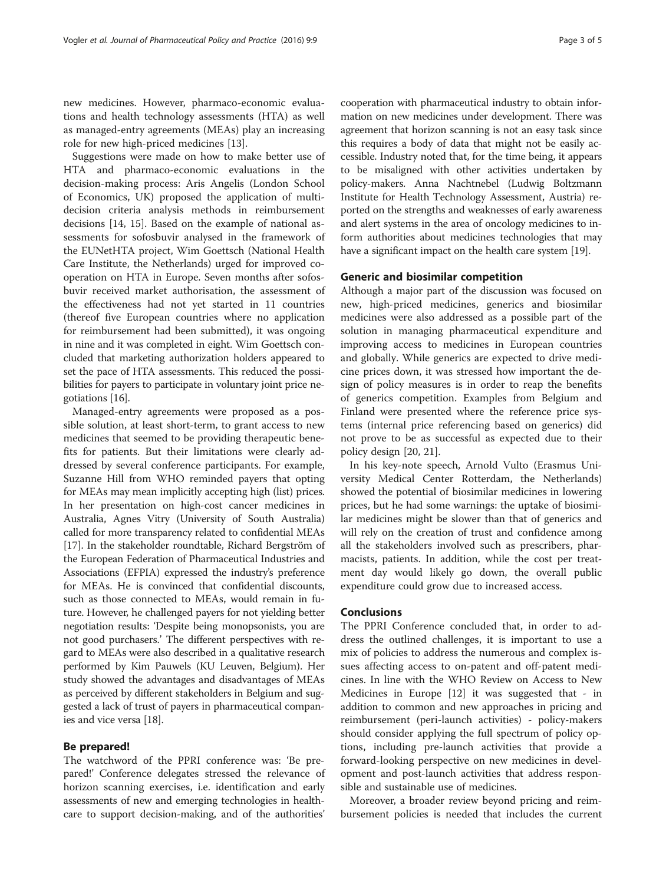new medicines. However, pharmaco-economic evaluations and health technology assessments (HTA) as well as managed-entry agreements (MEAs) play an increasing role for new high-priced medicines [13].

Suggestions were made on how to make better use of HTA and pharmaco-economic evaluations in the decision-making process: Aris Angelis (London School of Economics, UK) proposed the application of multi-decision criteria analysis methods in reimbursement decisions [14, 15]. Based on the example of national assessments for sofosbuvir analysed in the framework of the EUNetHTA project, Wim Goettsch (National Health Care Institute, the Netherlands) urged for improved cooperation on HTA in Europe. Seven months after sofosbuvir received market authorisation, the assessment of the effectiveness had not yet started in 11 countries (thereof five European countries where no application for reimbursement had been submitted), it was ongoing in nine and it was completed in eight. Wim Goettsch concluded that marketing authorization holders appeared to set the pace of HTA assessments. This reduced the possibilities for payers to participate in voluntary joint price negotiations [16].

Managed-entry agreements were proposed as a possible solution, at least short-term, to grant access to new medicines that seemed to be providing therapeutic benefits for patients. But their limitations were clearly addressed by several conference participants. For example, Suzanne Hill from WHO reminded payers that opting for MEAs may mean implicitly accepting high (list) prices. In her presentation on high-cost cancer medicines in Australia, Agnes Vitry (University of South Australia) called for more transparency related to confidential MEAs [17]. In the stakeholder roundtable, Richard Bergström of the European Federation of Pharmaceutical Industries and Associations (EFPIA) expressed the industry's preference for MEAs. He is convinced that confidential discounts, such as those connected to MEAs, would remain in future. However, he challenged payers for not yielding better negotiation results: 'Despite being monopsonists, you are not good purchasers.' The different perspectives with regard to MEAs were also described in a qualitative research performed by Kim Pauwels (KU Leuven, Belgium). Her study showed the advantages and disadvantages of MEAs as perceived by different stakeholders in Belgium and suggested a lack of trust of payers in pharmaceutical companies and vice versa [18].

## Be prepared!

The watchword of the PPRI conference was: 'Be prepared!' Conference delegates stressed the relevance of horizon scanning exercises, i.e. identification and early assessments of new and emerging technologies in healthcare to support decision-making, and of the authorities' cooperation with pharmaceutical industry to obtain information on new medicines under development. There was agreement that horizon scanning is not an easy task since this requires a body of data that might not be easily accessible. Industry noted that, for the time being, it appears to be misaligned with other activities undertaken by policy-makers. Anna Nachtnebel (Ludwig Boltzmann Institute for Health Technology Assessment, Austria) reported on the strengths and weaknesses of early awareness and alert systems in the area of oncology medicines to inform authorities about medicines technologies that may have a significant impact on the health care system [19].

## Generic and biosimilar competition

Although a major part of the discussion was focused on new, high-priced medicines, generics and biosimilar medicines were also addressed as a possible part of the solution in managing pharmaceutical expenditure and improving access to medicines in European countries and globally. While generics are expected to drive medicine prices down, it was stressed how important the design of policy measures is in order to reap the benefits of generics competition. Examples from Belgium and Finland were presented where the reference price systems (internal price referencing based on generics) did not prove to be as successful as expected due to their policy design [20, 21].

In his key-note speech, Arnold Vulto (Erasmus University Medical Center Rotterdam, the Netherlands) showed the potential of biosimilar medicines in lowering prices, but he had some warnings: the uptake of biosimilar medicines might be slower than that of generics and will rely on the creation of trust and confidence among all the stakeholders involved such as prescribers, pharmacists, patients. In addition, while the cost per treatment day would likely go down, the overall public expenditure could grow due to increased access.

## Conclusions

The PPRI Conference concluded that, in order to address the outlined challenges, it is important to use a mix of policies to address the numerous and complex issues affecting access to on-patent and off-patent medicines. In line with the WHO Review on Access to New Medicines in Europe [12] it was suggested that - in addition to common and new approaches in pricing and reimbursement (peri-launch activities) - policy-makers should consider applying the full spectrum of policy options, including pre-launch activities that provide a forward-looking perspective on new medicines in development and post-launch activities that address responsible and sustainable use of medicines.

Moreover, a broader review beyond pricing and reimbursement policies is needed that includes the current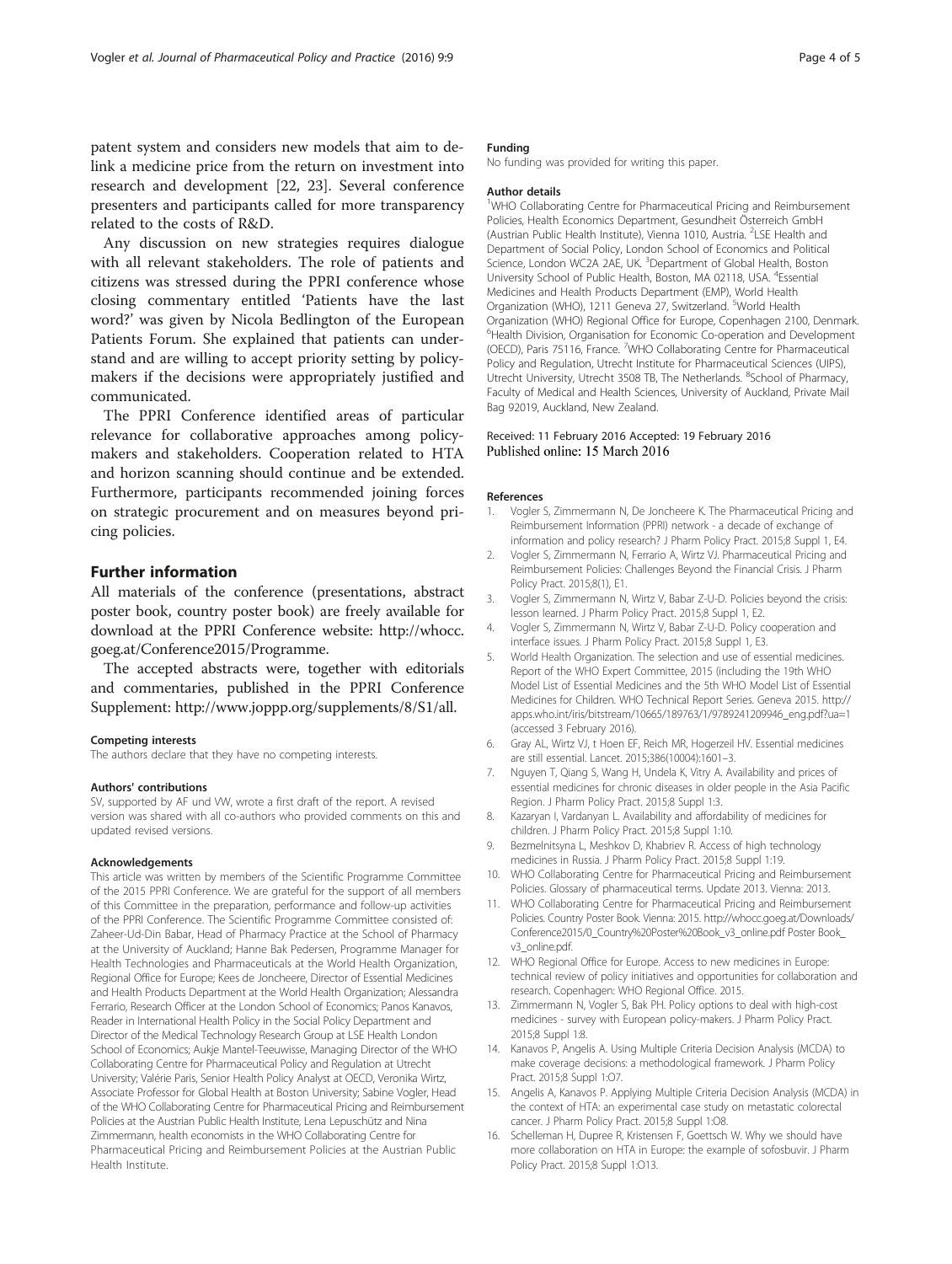patent system and considers new models that aim to de-link a medicine price from the return on investment into research and development [22, 23]. Several conference presenters and participants called for more transparency related to the costs of R&D.

Any discussion on new strategies requires dialogue with all relevant stakeholders. The role of patients and citizens was stressed during the PPRI conference whose closing commentary entitled 'Patients have the last word?' was given by Nicola Bedlington of the European Patients Forum. She explained that patients can understand and are willing to accept priority setting by policy-makers if the decisions were appropriately justified and communicated.

The PPRI Conference identified areas of particular relevance for collaborative approaches among policy-makers and stakeholders. Cooperation related to HTA and horizon scanning should continue and be extended. Furthermore, participants recommended joining forces on strategic procurement and on measures beyond pricing policies.

## Further information

All materials of the conference (presentations, abstract poster book, country poster book) are freely available for download at the PPRI Conference website: http://whocc.goeg.at/Conference2015/Programme.

The accepted abstracts were, together with editorials and commentaries, published in the PPRI Conference Supplement: http://www.joppp.org/supplements/8/S1/all.

#### Competing interests

The authors declare that they have no competing interests.

#### Authors' contributions

SV, supported by AF und VW, wrote a first draft of the report. A revised version was shared with all co-authors who provided comments on this and updated revised versions.

#### Acknowledgements

This article was written by members of the Scientific Programme Committee of the 2015 PPRI Conference. We are grateful for the support of all members of this Committee in the preparation, performance and follow-up activities of the PPRI Conference. The Scientific Programme Committee consisted of: Zaheer-Ud-Din Babar, Head of Pharmacy Practice at the School of Pharmacy at the University of Auckland; Hanne Bak Pedersen, Programme Manager for Health Technologies and Pharmaceuticals at the World Health Organization, Regional Office for Europe; Kees de Joncheere, Director of Essential Medicines and Health Products Department at the World Health Organization; Alessandra Ferrario, Research Officer at the London School of Economics; Panos Kanavos, Reader in International Health Policy in the Social Policy Department and Director of the Medical Technology Research Group at LSE Health London School of Economics; Aukje Mantel-Teeuwisse, Managing Director of the WHO Collaborating Centre for Pharmaceutical Policy and Regulation at Utrecht University; Valérie Paris, Senior Health Policy Analyst at OECD, Veronika Wirtz, Associate Professor for Global Health at Boston University; Sabine Vogler, Head of the WHO Collaborating Centre for Pharmaceutical Pricing and Reimbursement Policies at the Austrian Public Health Institute, Lena Lepuschütz and Nina Zimmermann, health economists in the WHO Collaborating Centre for Pharmaceutical Pricing and Reimbursement Policies at the Austrian Public Health Institute.

#### Funding

No funding was provided for writing this paper.

#### Author details

[1]WHO Collaborating Centre for Pharmaceutical Pricing and Reimbursement Policies, Health Economics Department, Gesundheit Österreich GmbH (Austrian Public Health Institute), Vienna 1010, Austria. [2]LSE Health and Department of Social Policy, London School of Economics and Political Science, London WC2A 2AE, UK. [3]Department of Global Health, Boston University School of Public Health, Boston, MA 02118, USA. [4]Essential Medicines and Health Products Department (EMP), World Health Organization (WHO), 1211 Geneva 27, Switzerland. [5]World Health Organization (WHO) Regional Office for Europe, Copenhagen 2100, Denmark. [6]Health Division, Organisation for Economic Co-operation and Development (OECD), Paris 75116, France. [7]WHO Collaborating Centre for Pharmaceutical Policy and Regulation, Utrecht Institute for Pharmaceutical Sciences (UIPS), Utrecht University, Utrecht 3508 TB, The Netherlands. [8]School of Pharmacy, Faculty of Medical and Health Sciences, University of Auckland, Private Mail Bag 92019, Auckland, New Zealand.

Received: 11 February 2016 Accepted: 19 February 2016
Published online: 15 March 2016

#### References

1. Vogler S, Zimmermann N, De Joncheere K. The Pharmaceutical Pricing and Reimbursement Information (PPRI) network - a decade of exchange of information and policy research? J Pharm Policy Pract. 2015;8 Suppl 1, E4.
2. Vogler S, Zimmermann N, Ferrario A, Wirtz VJ. Pharmaceutical Pricing and Reimbursement Policies: Challenges Beyond the Financial Crisis. J Pharm Policy Pract. 2015;8(1), E1.
3. Vogler S, Zimmermann N, Wirtz V, Babar Z-U-D. Policies beyond the crisis: lesson learned. J Pharm Policy Pract. 2015;8 Suppl 1, E2.
4. Vogler S, Zimmermann N, Wirtz V, Babar Z-U-D. Policy cooperation and interface issues. J Pharm Policy Pract. 2015;8 Suppl 1, E3.
5. World Health Organization. The selection and use of essential medicines. Report of the WHO Expert Committee, 2015 (including the 19th WHO Model List of Essential Medicines and the 5th WHO Model List of Essential Medicines for Children. WHO Technical Report Series. Geneva 2015. http://apps.who.int/iris/bitstream/10665/189763/1/9789241209946_eng.pdf?ua=1 (accessed 3 February 2016).
6. Gray AL, Wirtz VJ, t Hoen EF, Reich MR, Hogerzeil HV. Essential medicines are still essential. Lancet. 2015;386(10004):1601–3.
7. Nguyen T, Qiang S, Wang H, Undela K, Vitry A. Availability and prices of essential medicines for chronic diseases in older people in the Asia Pacific Region. J Pharm Policy Pract. 2015;8 Suppl 1:3.
8. Kazaryan I, Vardanyan L. Availability and affordability of medicines for children. J Pharm Policy Pract. 2015;8 Suppl 1:10.
9. Bezmelnitsyna L, Meshkov D, Khabriev R. Access of high technology medicines in Russia. J Pharm Policy Pract. 2015;8 Suppl 1:19.
10. WHO Collaborating Centre for Pharmaceutical Pricing and Reimbursement Policies. Glossary of pharmaceutical terms. Update 2013. Vienna: 2013.
11. WHO Collaborating Centre for Pharmaceutical Pricing and Reimbursement Policies. Country Poster Book. Vienna: 2015. http://whocc.goeg.at/Downloads/Conference2015/0_Country%20Poster%20Book_v3_online.pdf Poster Book_v3_online.pdf.
12. WHO Regional Office for Europe. Access to new medicines in Europe: technical review of policy initiatives and opportunities for collaboration and research. Copenhagen: WHO Regional Office. 2015.
13. Zimmermann N, Vogler S, Bak PH. Policy options to deal with high-cost medicines - survey with European policy-makers. J Pharm Policy Pract. 2015;8 Suppl 1:8.
14. Kanavos P, Angelis A. Using Multiple Criteria Decision Analysis (MCDA) to make coverage decisions: a methodological framework. J Pharm Policy Pract. 2015;8 Suppl 1:O7.
15. Angelis A, Kanavos P. Applying Multiple Criteria Decision Analysis (MCDA) in the context of HTA: an experimental case study on metastatic colorectal cancer. J Pharm Policy Pract. 2015;8 Suppl 1:O8.
16. Schelleman H, Dupree R, Kristensen F, Goettsch W. Why we should have more collaboration on HTA in Europe: the example of sofosbuvir. J Pharm Policy Pract. 2015;8 Suppl 1:O13.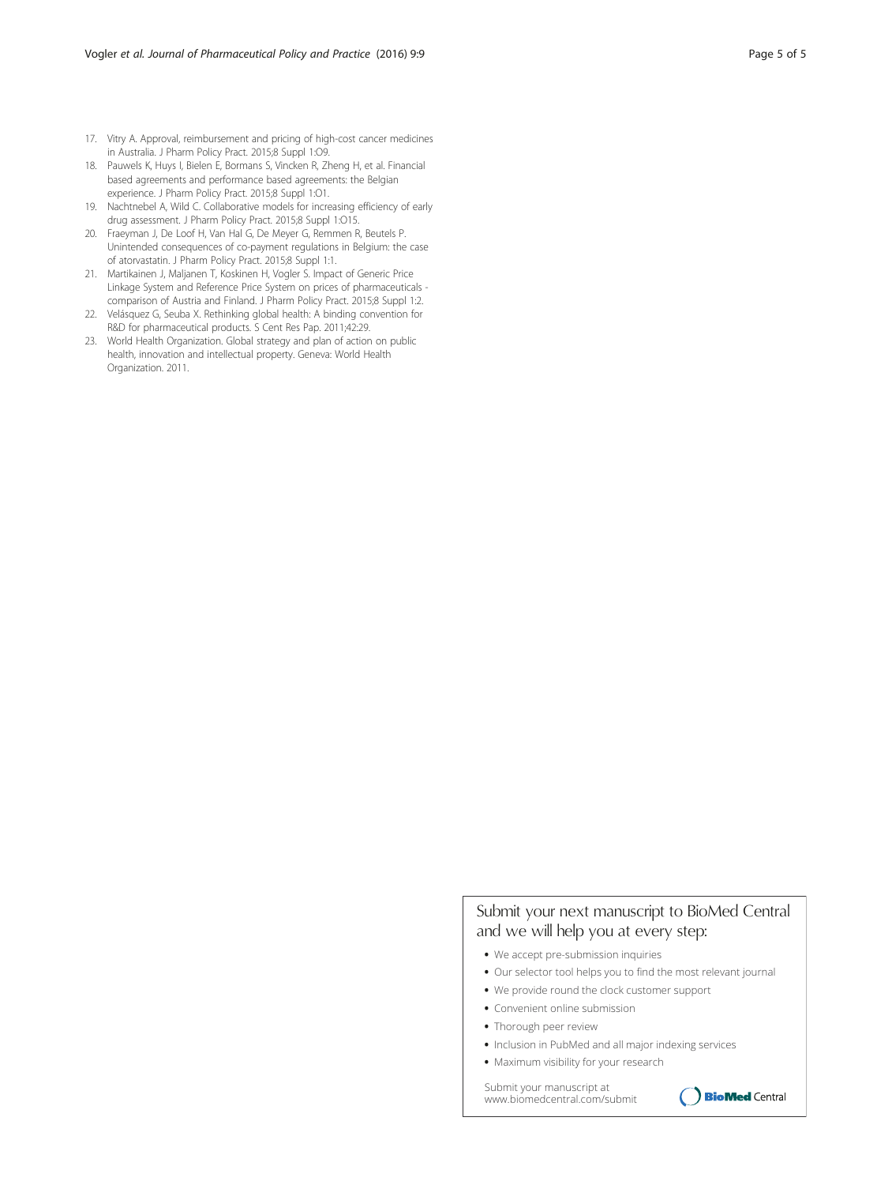17. Vitry A. Approval, reimbursement and pricing of high-cost cancer medicines in Australia. J Pharm Policy Pract. 2015;8 Suppl 1:O9.
18. Pauwels K, Huys I, Bielen E, Bormans S, Vincken R, Zheng H, et al. Financial based agreements and performance based agreements: the Belgian experience. J Pharm Policy Pract. 2015;8 Suppl 1:O1.
19. Nachtnebel A, Wild C. Collaborative models for increasing efficiency of early drug assessment. J Pharm Policy Pract. 2015;8 Suppl 1:O15.
20. Fraeyman J, De Loof H, Van Hal G, De Meyer G, Remmen R, Beutels P. Unintended consequences of co-payment regulations in Belgium: the case of atorvastatin. J Pharm Policy Pract. 2015;8 Suppl 1:1.
21. Martikainen J, Maljanen T, Koskinen H, Vogler S. Impact of Generic Price Linkage System and Reference Price System on prices of pharmaceuticals - comparison of Austria and Finland. J Pharm Policy Pract. 2015;8 Suppl 1:2.
22. Velásquez G, Seuba X. Rethinking global health: A binding convention for R&D for pharmaceutical products. S Cent Res Pap. 2011;42:29.
23. World Health Organization. Global strategy and plan of action on public health, innovation and intellectual property. Geneva: World Health Organization. 2011.

Submit your next manuscript to BioMed Central and we will help you at every step:

- We accept pre-submission inquiries
- Our selector tool helps you to find the most relevant journal
- We provide round the clock customer support
- Convenient online submission
- Thorough peer review
- Inclusion in PubMed and all major indexing services
- Maximum visibility for your research

Submit your manuscript at www.biomedcentral.com/submit

BioMed Central